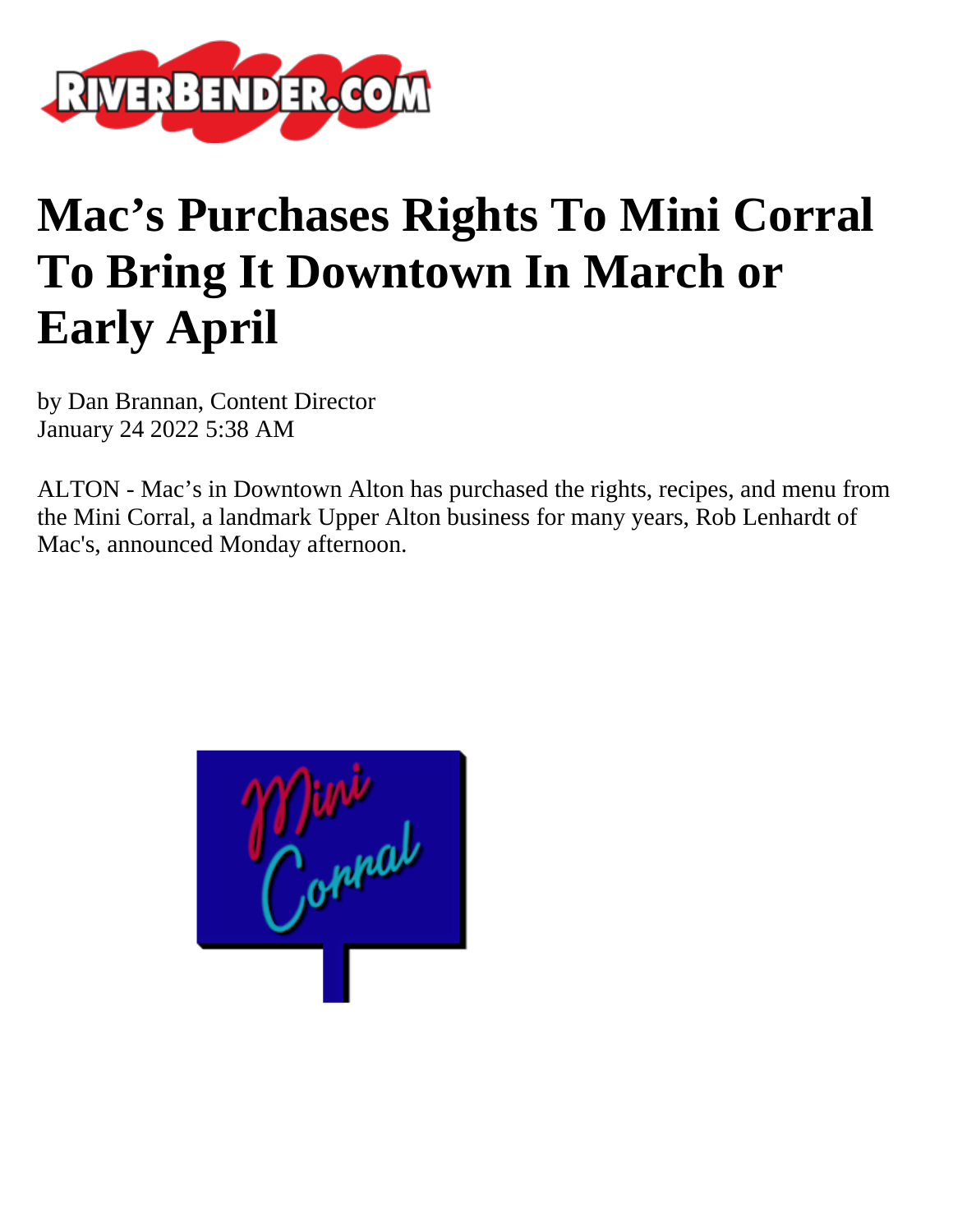# Mac's Purchases Rights To Mini Corral To Bring It Downtown In March or Early April

by Dan Brannan, Content Director
January 24 2022 5:38 AM

ALTON - Mac's in Downtown Alton has purchased the rights, recipes, and menu from the Mini Corral, a landmark Upper Alton business for many years, Rob Lenhardt of Mac's, announced Monday afternoon.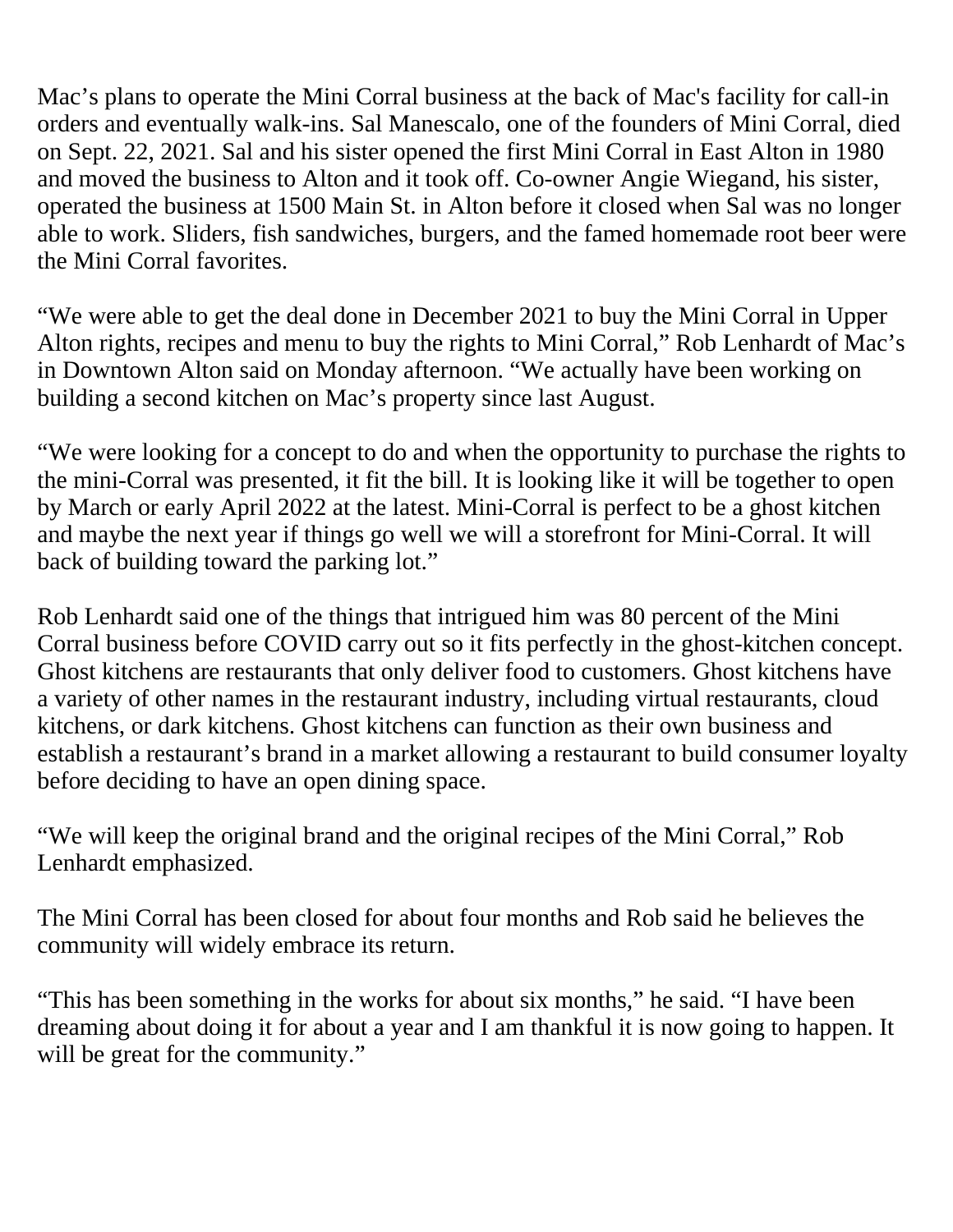Mac’s plans to operate the Mini Corral business at the back of Mac's facility for call-in orders and eventually walk-ins. Sal Manescalo, one of the founders of Mini Corral, died on Sept. 22, 2021. Sal and his sister opened the first Mini Corral in East Alton in 1980 and moved the business to Alton and it took off. Co-owner Angie Wiegand, his sister, operated the business at 1500 Main St. in Alton before it closed when Sal was no longer able to work. Sliders, fish sandwiches, burgers, and the famed homemade root beer were the Mini Corral favorites.

“We were able to get the deal done in December 2021 to buy the Mini Corral in Upper Alton rights, recipes and menu to buy the rights to Mini Corral,” Rob Lenhardt of Mac’s in Downtown Alton said on Monday afternoon. “We actually have been working on building a second kitchen on Mac’s property since last August.

“We were looking for a concept to do and when the opportunity to purchase the rights to the mini-Corral was presented, it fit the bill. It is looking like it will be together to open by March or early April 2022 at the latest. Mini-Corral is perfect to be a ghost kitchen and maybe the next year if things go well we will a storefront for Mini-Corral. It will back of building toward the parking lot.”

Rob Lenhardt said one of the things that intrigued him was 80 percent of the Mini Corral business before COVID carry out so it fits perfectly in the ghost-kitchen concept. Ghost kitchens are restaurants that only deliver food to customers. Ghost kitchens have a variety of other names in the restaurant industry, including virtual restaurants, cloud kitchens, or dark kitchens. Ghost kitchens can function as their own business and establish a restaurant’s brand in a market allowing a restaurant to build consumer loyalty before deciding to have an open dining space.

“We will keep the original brand and the original recipes of the Mini Corral,” Rob Lenhardt emphasized.

The Mini Corral has been closed for about four months and Rob said he believes the community will widely embrace its return.

“This has been something in the works for about six months,” he said. “I have been dreaming about doing it for about a year and I am thankful it is now going to happen. It will be great for the community.”